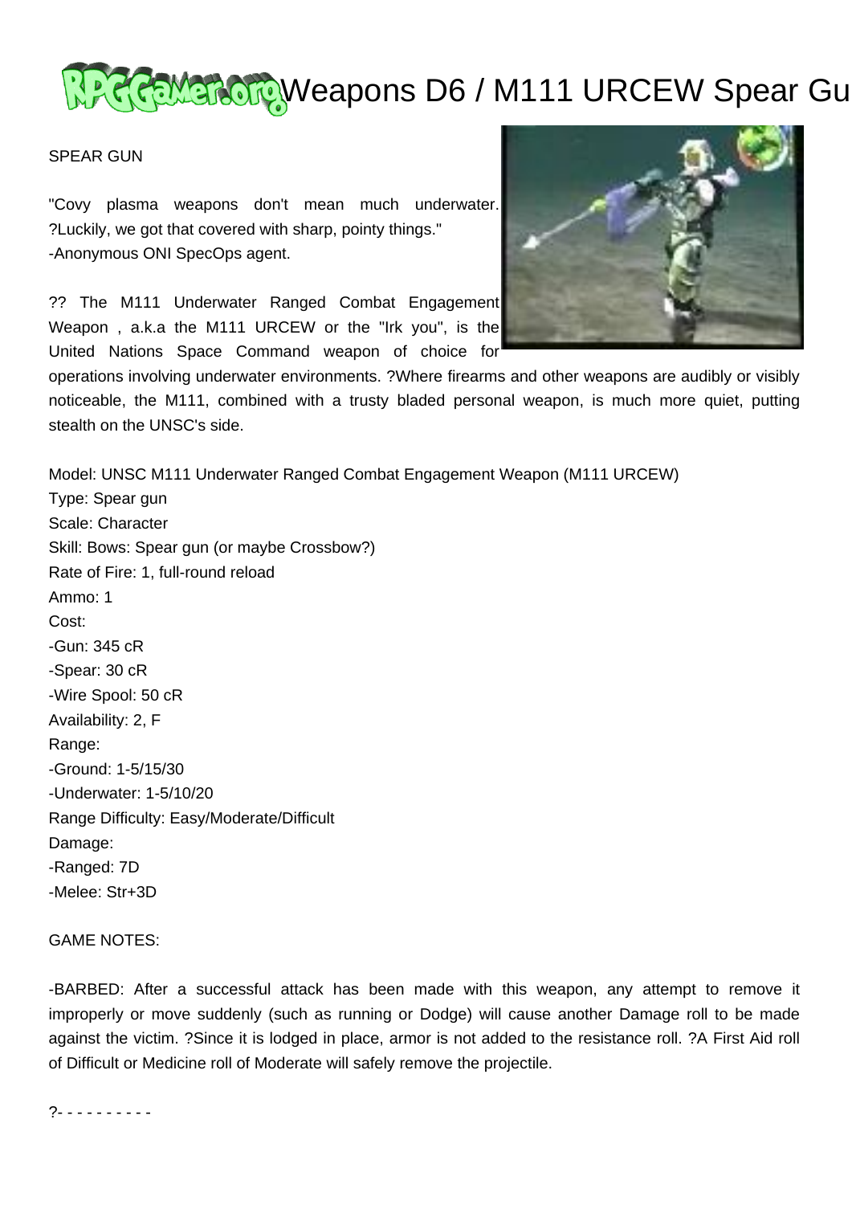# Weapons D6 / M111 URCEW Spear Gu

SPEAR GUN

"Covy plasma weapons don't mean much underwater. ?Luckily, we got that covered with sharp, pointy things."
-Anonymous ONI SpecOps agent.

?? The M111 Underwater Ranged Combat Engagement Weapon , a.k.a the M111 URCEW or the "Irk you", is the United Nations Space Command weapon of choice for operations involving underwater environments. ?Where firearms and other weapons are audibly or visibly noticeable, the M111, combined with a trusty bladed personal weapon, is much more quiet, putting stealth on the UNSC's side.

Model: UNSC M111 Underwater Ranged Combat Engagement Weapon (M111 URCEW)
Type: Spear gun
Scale: Character
Skill: Bows: Spear gun (or maybe Crossbow?)
Rate of Fire: 1, full-round reload
Ammo: 1
Cost:
-Gun: 345 cR
-Spear: 30 cR
-Wire Spool: 50 cR
Availability: 2, F
Range:
-Ground: 1-5/15/30
-Underwater: 1-5/10/20
Range Difficulty: Easy/Moderate/Difficult
Damage:
-Ranged: 7D
-Melee: Str+3D

GAME NOTES:

-BARBED: After a successful attack has been made with this weapon, any attempt to remove it improperly or move suddenly (such as running or Dodge) will cause another Damage roll to be made against the victim. ?Since it is lodged in place, armor is not added to the resistance roll. ?A First Aid roll of Difficult or Medicine roll of Moderate will safely remove the projectile.

?- - - - - - - - - -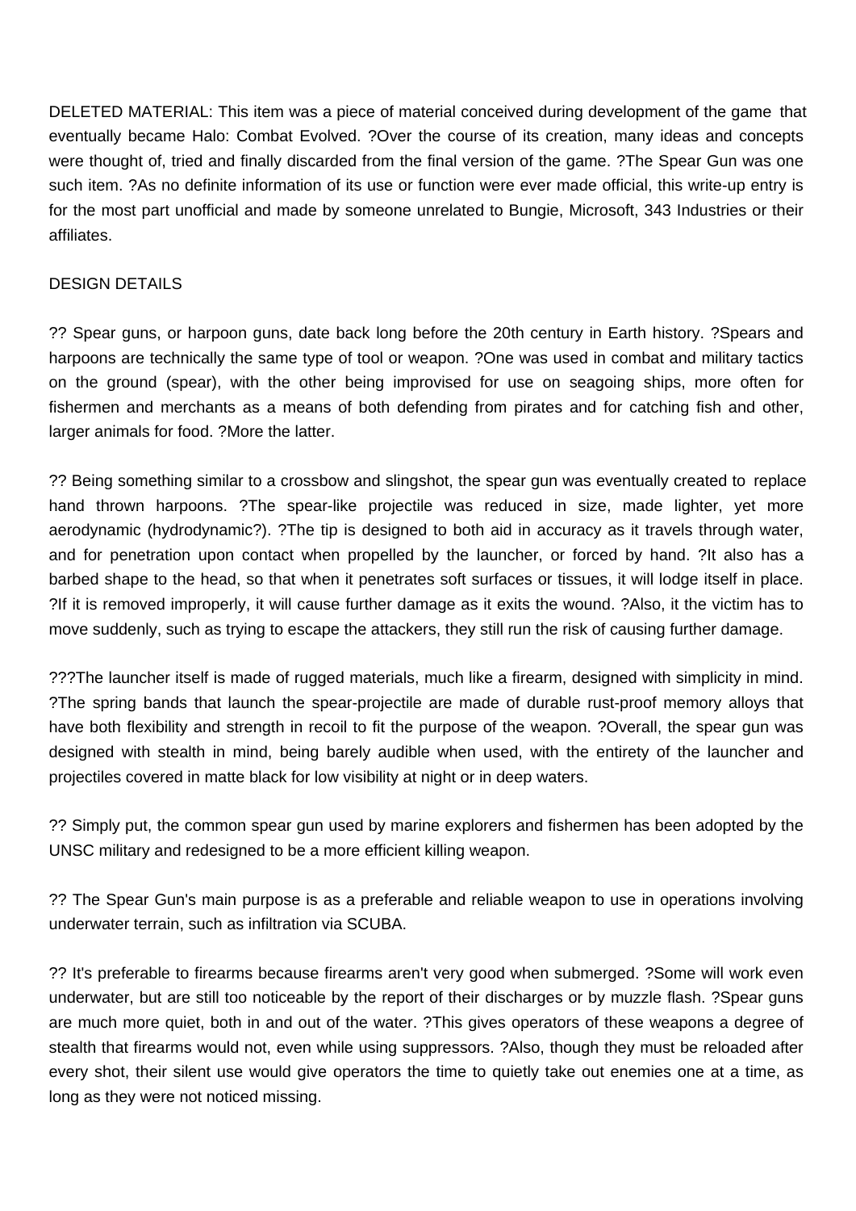DELETED MATERIAL: This item was a piece of material conceived during development of the game that eventually became Halo: Combat Evolved. ?Over the course of its creation, many ideas and concepts were thought of, tried and finally discarded from the final version of the game. ?The Spear Gun was one such item. ?As no definite information of its use or function were ever made official, this write-up entry is for the most part unofficial and made by someone unrelated to Bungie, Microsoft, 343 Industries or their affiliates.

DESIGN DETAILS

?? Spear guns, or harpoon guns, date back long before the 20th century in Earth history. ?Spears and harpoons are technically the same type of tool or weapon. ?One was used in combat and military tactics on the ground (spear), with the other being improvised for use on seagoing ships, more often for fishermen and merchants as a means of both defending from pirates and for catching fish and other, larger animals for food. ?More the latter.

?? Being something similar to a crossbow and slingshot, the spear gun was eventually created to replace hand thrown harpoons. ?The spear-like projectile was reduced in size, made lighter, yet more aerodynamic (hydrodynamic?). ?The tip is designed to both aid in accuracy as it travels through water, and for penetration upon contact when propelled by the launcher, or forced by hand. ?It also has a barbed shape to the head, so that when it penetrates soft surfaces or tissues, it will lodge itself in place. ?If it is removed improperly, it will cause further damage as it exits the wound. ?Also, it the victim has to move suddenly, such as trying to escape the attackers, they still run the risk of causing further damage.

???The launcher itself is made of rugged materials, much like a firearm, designed with simplicity in mind. ?The spring bands that launch the spear-projectile are made of durable rust-proof memory alloys that have both flexibility and strength in recoil to fit the purpose of the weapon. ?Overall, the spear gun was designed with stealth in mind, being barely audible when used, with the entirety of the launcher and projectiles covered in matte black for low visibility at night or in deep waters.

?? Simply put, the common spear gun used by marine explorers and fishermen has been adopted by the UNSC military and redesigned to be a more efficient killing weapon.

?? The Spear Gun's main purpose is as a preferable and reliable weapon to use in operations involving underwater terrain, such as infiltration via SCUBA.

?? It's preferable to firearms because firearms aren't very good when submerged. ?Some will work even underwater, but are still too noticeable by the report of their discharges or by muzzle flash. ?Spear guns are much more quiet, both in and out of the water. ?This gives operators of these weapons a degree of stealth that firearms would not, even while using suppressors. ?Also, though they must be reloaded after every shot, their silent use would give operators the time to quietly take out enemies one at a time, as long as they were not noticed missing.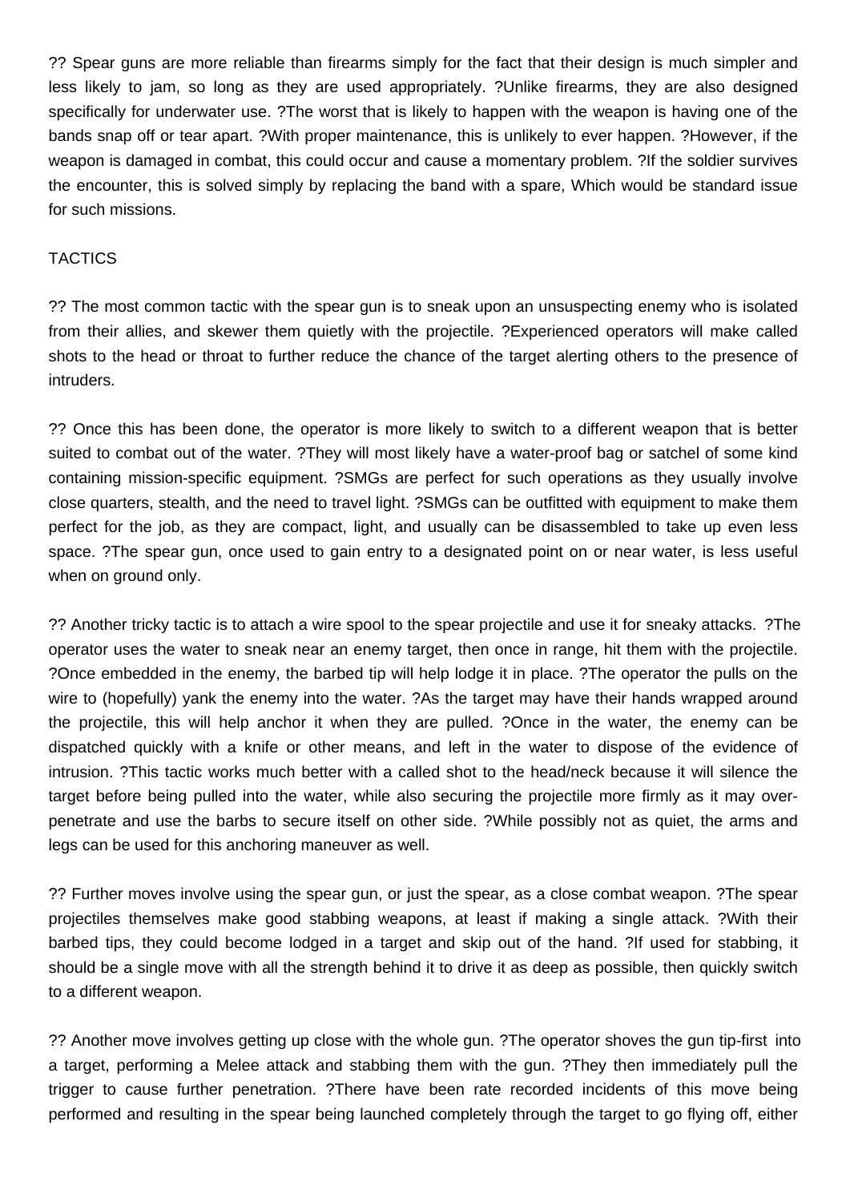?? Spear guns are more reliable than firearms simply for the fact that their design is much simpler and less likely to jam, so long as they are used appropriately. ?Unlike firearms, they are also designed specifically for underwater use. ?The worst that is likely to happen with the weapon is having one of the bands snap off or tear apart. ?With proper maintenance, this is unlikely to ever happen. ?However, if the weapon is damaged in combat, this could occur and cause a momentary problem. ?If the soldier survives the encounter, this is solved simply by replacing the band with a spare, Which would be standard issue for such missions.

TACTICS

?? The most common tactic with the spear gun is to sneak upon an unsuspecting enemy who is isolated from their allies, and skewer them quietly with the projectile. ?Experienced operators will make called shots to the head or throat to further reduce the chance of the target alerting others to the presence of intruders.

?? Once this has been done, the operator is more likely to switch to a different weapon that is better suited to combat out of the water. ?They will most likely have a water-proof bag or satchel of some kind containing mission-specific equipment. ?SMGs are perfect for such operations as they usually involve close quarters, stealth, and the need to travel light. ?SMGs can be outfitted with equipment to make them perfect for the job, as they are compact, light, and usually can be disassembled to take up even less space. ?The spear gun, once used to gain entry to a designated point on or near water, is less useful when on ground only.

?? Another tricky tactic is to attach a wire spool to the spear projectile and use it for sneaky attacks. ?The operator uses the water to sneak near an enemy target, then once in range, hit them with the projectile. ?Once embedded in the enemy, the barbed tip will help lodge it in place. ?The operator the pulls on the wire to (hopefully) yank the enemy into the water. ?As the target may have their hands wrapped around the projectile, this will help anchor it when they are pulled. ?Once in the water, the enemy can be dispatched quickly with a knife or other means, and left in the water to dispose of the evidence of intrusion. ?This tactic works much better with a called shot to the head/neck because it will silence the target before being pulled into the water, while also securing the projectile more firmly as it may over-penetrate and use the barbs to secure itself on other side. ?While possibly not as quiet, the arms and legs can be used for this anchoring maneuver as well.

?? Further moves involve using the spear gun, or just the spear, as a close combat weapon. ?The spear projectiles themselves make good stabbing weapons, at least if making a single attack. ?With their barbed tips, they could become lodged in a target and skip out of the hand. ?If used for stabbing, it should be a single move with all the strength behind it to drive it as deep as possible, then quickly switch to a different weapon.

?? Another move involves getting up close with the whole gun. ?The operator shoves the gun tip-first into a target, performing a Melee attack and stabbing them with the gun. ?They then immediately pull the trigger to cause further penetration. ?There have been rate recorded incidents of this move being performed and resulting in the spear being launched completely through the target to go flying off, either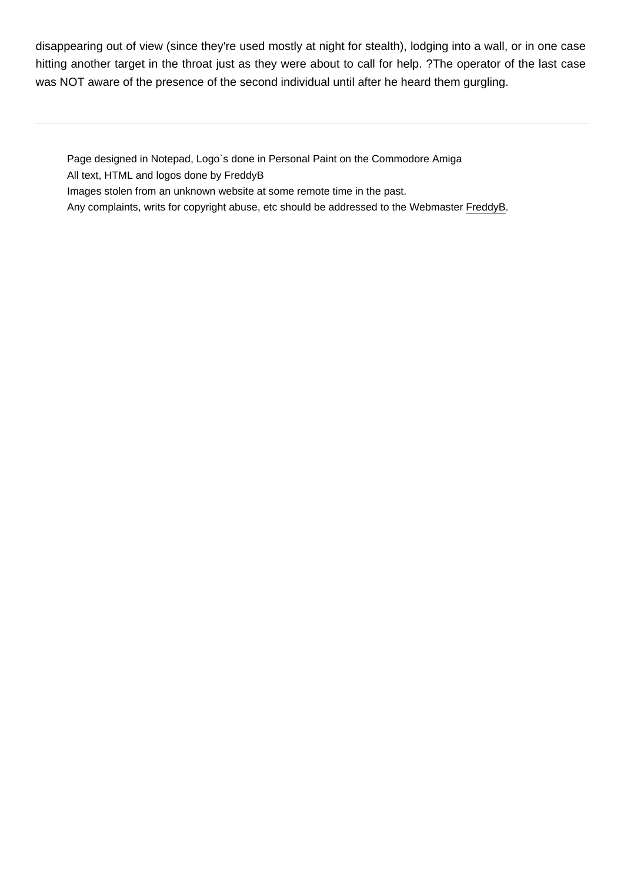disappearing out of view (since they're used mostly at night for stealth), lodging into a wall, or in one case hitting another target in the throat just as they were about to call for help. ?The operator of the last case was NOT aware of the presence of the second individual until after he heard them gurgling.

---

Page designed in Notepad, Logo`s done in Personal Paint on the Commodore Amiga
All text, HTML and logos done by FreddyB
Images stolen from an unknown website at some remote time in the past.
Any complaints, writs for copyright abuse, etc should be addressed to the Webmaster FreddyB.